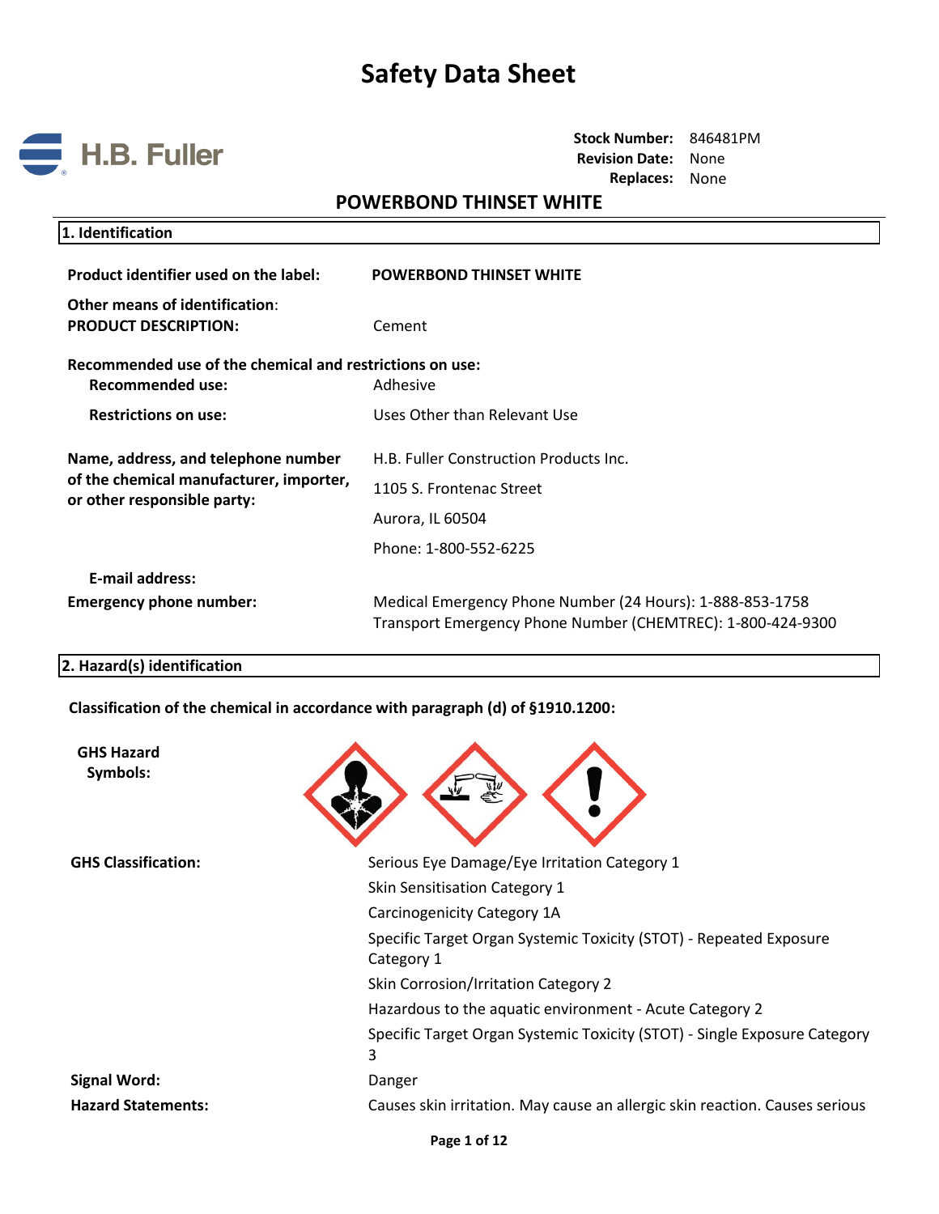# Safety Data Sheet

H.B. Fuller

**Stock Number:** 846481PM
**Revision Date:** None
**Replaces:** None

## POWERBOND THINSET WHITE

### 1. Identification

| | |
|---|---|
| **Product identifier used on the label:** | **POWERBOND THINSET WHITE** |
| **Other means of identification:** | |
| **PRODUCT DESCRIPTION:** | Cement |

**Recommended use of the chemical and restrictions on use:**

| | |
|---|---|
| **Recommended use:** | Adhesive |
| **Restrictions on use:** | Uses Other than Relevant Use |

| | |
|---|---|
| **Name, address, and telephone number of the chemical manufacturer, importer, or other responsible party:** | H.B. Fuller Construction Products Inc.<br>1105 S. Frontenac Street<br>Aurora, IL 60504<br>Phone: 1-800-552-6225 |
| **E-mail address:** | |
| **Emergency phone number:** | Medical Emergency Phone Number (24 Hours): 1-888-853-1758<br>Transport Emergency Phone Number (CHEMTREC): 1-800-424-9300 |

### 2. Hazard(s) identification

**Classification of the chemical in accordance with paragraph (d) of §1910.1200:**

**GHS Hazard Symbols:**

**GHS Classification:**

- Serious Eye Damage/Eye Irritation Category 1
- Skin Sensitisation Category 1
- Carcinogenicity Category 1A
- Specific Target Organ Systemic Toxicity (STOT) - Repeated Exposure Category 1
- Skin Corrosion/Irritation Category 2
- Hazardous to the aquatic environment - Acute Category 2
- Specific Target Organ Systemic Toxicity (STOT) - Single Exposure Category 3

**Signal Word:** Danger

**Hazard Statements:** Causes skin irritation. May cause an allergic skin reaction. Causes serious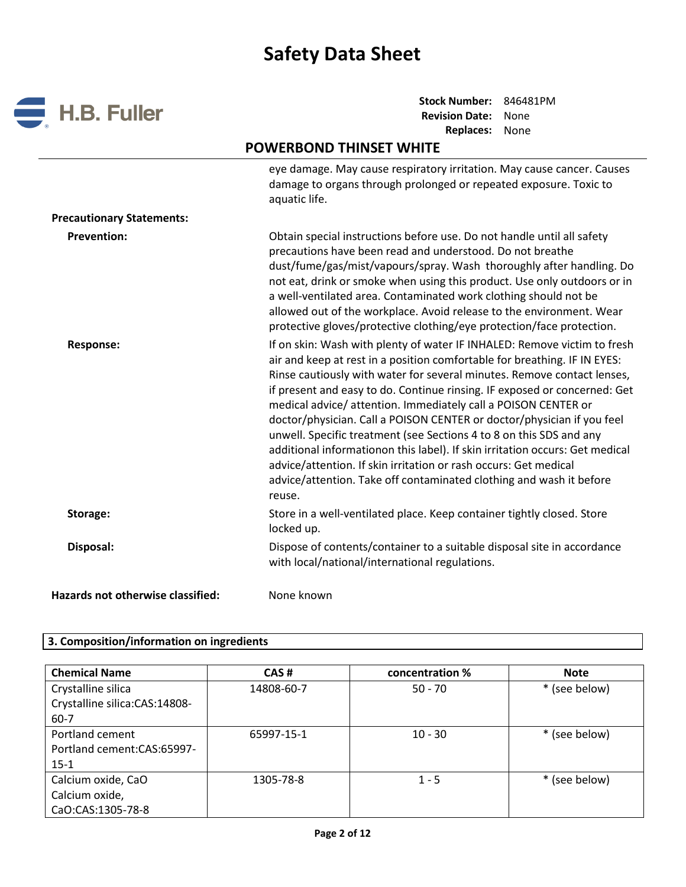eye damage. May cause respiratory irritation. May cause cancer. Causes damage to organs through prolonged or repeated exposure. Toxic to aquatic life.

**Precautionary Statements:**

**Prevention:** Obtain special instructions before use. Do not handle until all safety precautions have been read and understood. Do not breathe dust/fume/gas/mist/vapours/spray. Wash thoroughly after handling. Do not eat, drink or smoke when using this product. Use only outdoors or in a well-ventilated area. Contaminated work clothing should not be allowed out of the workplace. Avoid release to the environment. Wear protective gloves/protective clothing/eye protection/face protection.

**Response:** If on skin: Wash with plenty of water IF INHALED: Remove victim to fresh air and keep at rest in a position comfortable for breathing. IF IN EYES: Rinse cautiously with water for several minutes. Remove contact lenses, if present and easy to do. Continue rinsing. IF exposed or concerned: Get medical advice/ attention. Immediately call a POISON CENTER or doctor/physician. Call a POISON CENTER or doctor/physician if you feel unwell. Specific treatment (see Sections 4 to 8 on this SDS and any additional informationon this label). If skin irritation occurs: Get medical advice/attention. If skin irritation or rash occurs: Get medical advice/attention. Take off contaminated clothing and wash it before reuse.

**Storage:** Store in a well-ventilated place. Keep container tightly closed. Store locked up.

**Disposal:** Dispose of contents/container to a suitable disposal site in accordance with local/national/international regulations.

**Hazards not otherwise classified:** None known

## 3. Composition/information on ingredients

| Chemical Name | CAS # | concentration % | Note |
|---|---|---|---|
| Crystalline silica Crystalline silica:CAS:14808-60-7 | 14808-60-7 | 50 - 70 | * (see below) |
| Portland cement Portland cement:CAS:65997-15-1 | 65997-15-1 | 10 - 30 | * (see below) |
| Calcium oxide, CaO Calcium oxide, CaO:CAS:1305-78-8 | 1305-78-8 | 1 - 5 | * (see below) |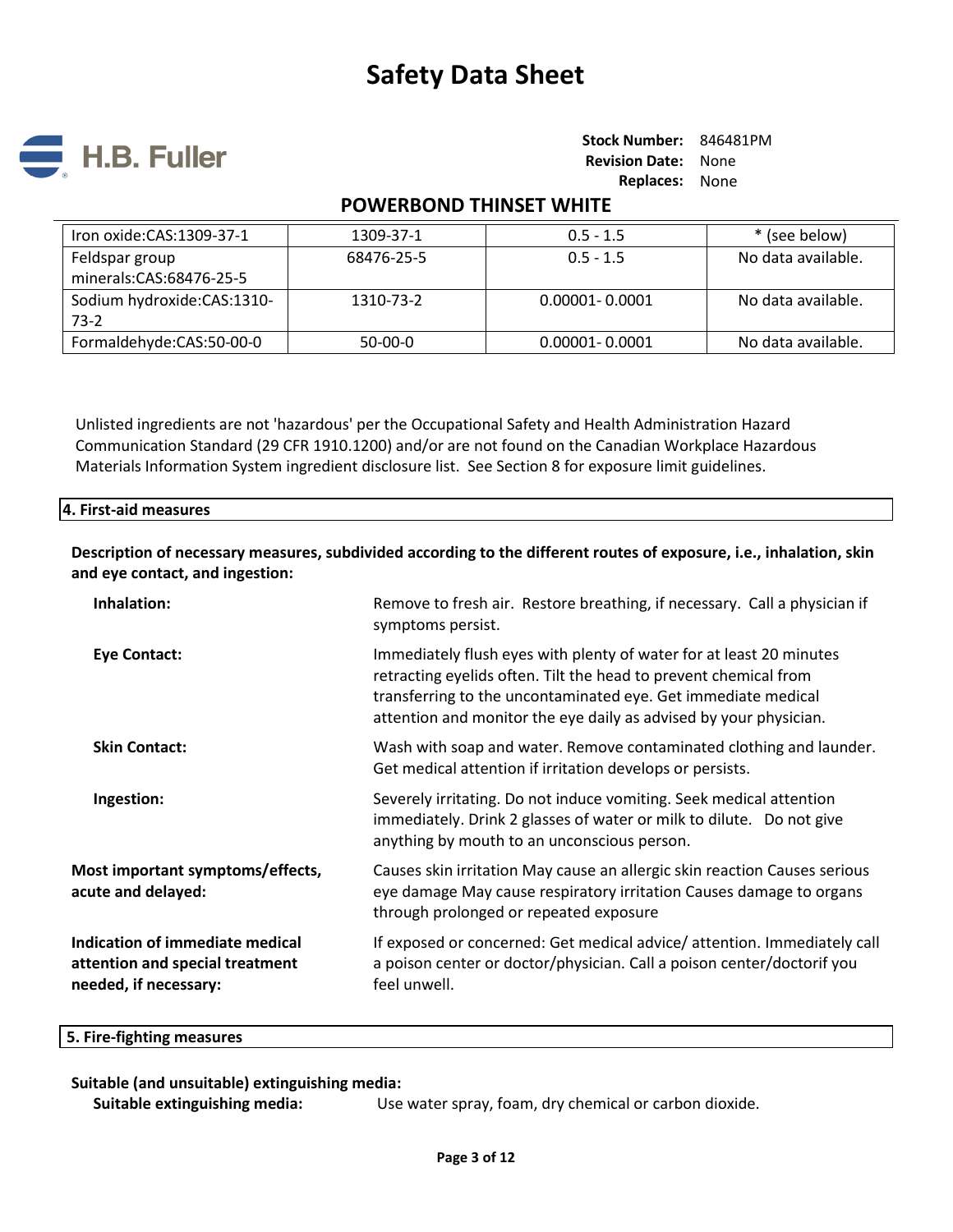| Iron oxide:CAS:1309-37-1 | 1309-37-1 | 0.5 - 1.5 | * (see below) |
| --- | --- | --- | --- |
| Feldspar group minerals:CAS:68476-25-5 | 68476-25-5 | 0.5 - 1.5 | No data available. |
| Sodium hydroxide:CAS:1310-73-2 | 1310-73-2 | 0.00001- 0.0001 | No data available. |
| Formaldehyde:CAS:50-00-0 | 50-00-0 | 0.00001- 0.0001 | No data available. |

Unlisted ingredients are not 'hazardous' per the Occupational Safety and Health Administration Hazard Communication Standard (29 CFR 1910.1200) and/or are not found on the Canadian Workplace Hazardous Materials Information System ingredient disclosure list. See Section 8 for exposure limit guidelines.

## 4. First-aid measures

**Description of necessary measures, subdivided according to the different routes of exposure, i.e., inhalation, skin and eye contact, and ingestion:**

**Inhalation:** Remove to fresh air. Restore breathing, if necessary. Call a physician if symptoms persist.

**Eye Contact:** Immediately flush eyes with plenty of water for at least 20 minutes retracting eyelids often. Tilt the head to prevent chemical from transferring to the uncontaminated eye. Get immediate medical attention and monitor the eye daily as advised by your physician.

**Skin Contact:** Wash with soap and water. Remove contaminated clothing and launder. Get medical attention if irritation develops or persists.

**Ingestion:** Severely irritating. Do not induce vomiting. Seek medical attention immediately. Drink 2 glasses of water or milk to dilute. Do not give anything by mouth to an unconscious person.

**Most important symptoms/effects, acute and delayed:** Causes skin irritation May cause an allergic skin reaction Causes serious eye damage May cause respiratory irritation Causes damage to organs through prolonged or repeated exposure

**Indication of immediate medical attention and special treatment needed, if necessary:** If exposed or concerned: Get medical advice/ attention. Immediately call a poison center or doctor/physician. Call a poison center/doctorif you feel unwell.

## 5. Fire-fighting measures

**Suitable (and unsuitable) extinguishing media:**

**Suitable extinguishing media:** Use water spray, foam, dry chemical or carbon dioxide.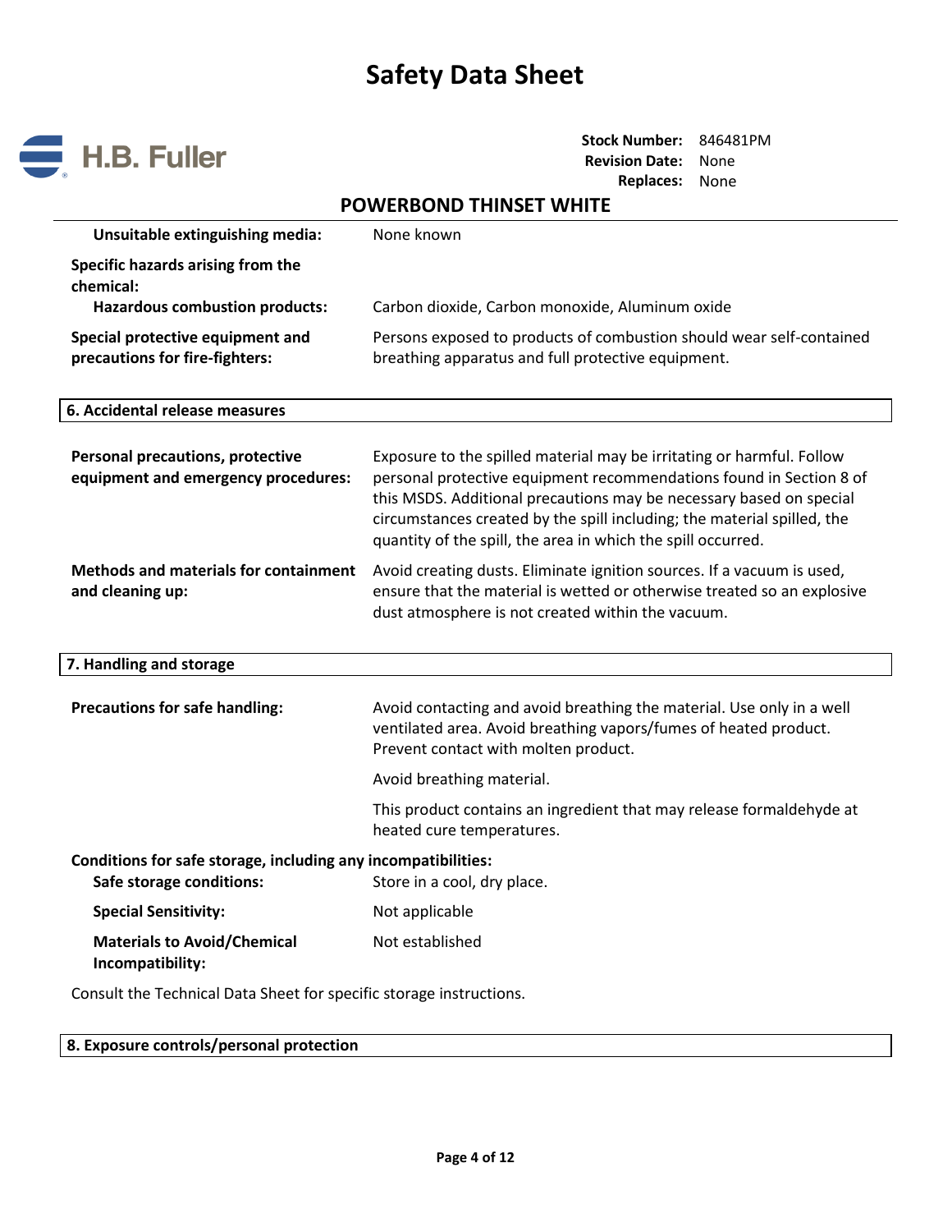**Unsuitable extinguishing media:** None known

**Specific hazards arising from the chemical:**

**Hazardous combustion products:** Carbon dioxide, Carbon monoxide, Aluminum oxide

**Special protective equipment and precautions for fire-fighters:** Persons exposed to products of combustion should wear self-contained breathing apparatus and full protective equipment.

## 6. Accidental release measures

**Personal precautions, protective equipment and emergency procedures:** Exposure to the spilled material may be irritating or harmful. Follow personal protective equipment recommendations found in Section 8 of this MSDS. Additional precautions may be necessary based on special circumstances created by the spill including; the material spilled, the quantity of the spill, the area in which the spill occurred.

**Methods and materials for containment and cleaning up:** Avoid creating dusts. Eliminate ignition sources. If a vacuum is used, ensure that the material is wetted or otherwise treated so an explosive dust atmosphere is not created within the vacuum.

## 7. Handling and storage

**Precautions for safe handling:** Avoid contacting and avoid breathing the material. Use only in a well ventilated area. Avoid breathing vapors/fumes of heated product. Prevent contact with molten product.

Avoid breathing material.

This product contains an ingredient that may release formaldehyde at heated cure temperatures.

**Conditions for safe storage, including any incompatibilities:**

**Safe storage conditions:** Store in a cool, dry place.

**Special Sensitivity:** Not applicable

**Materials to Avoid/Chemical Incompatibility:** Not established

Consult the Technical Data Sheet for specific storage instructions.

## 8. Exposure controls/personal protection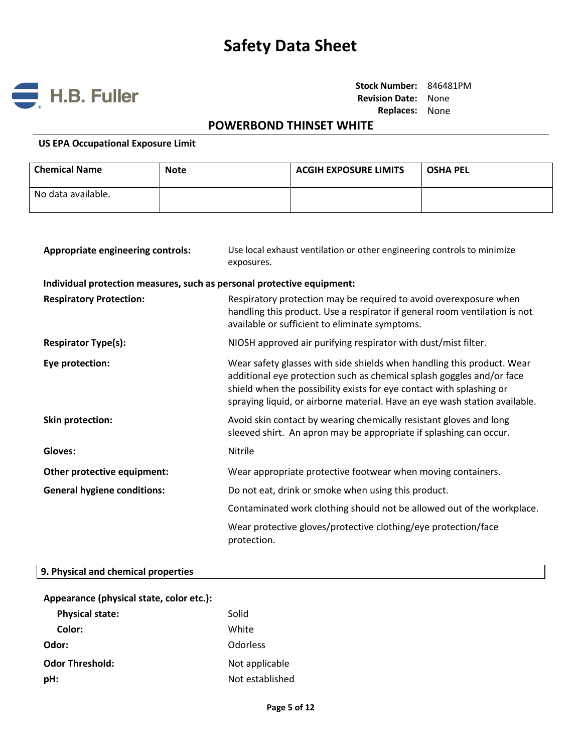### US EPA Occupational Exposure Limit

| Chemical Name | Note | ACGIH EXPOSURE LIMITS | OSHA PEL |
|---|---|---|---|
| No data available. | | | |

**Appropriate engineering controls:** Use local exhaust ventilation or other engineering controls to minimize exposures.

**Individual protection measures, such as personal protective equipment:**

**Respiratory Protection:** Respiratory protection may be required to avoid overexposure when handling this product. Use a respirator if general room ventilation is not available or sufficient to eliminate symptoms.

**Respirator Type(s):** NIOSH approved air purifying respirator with dust/mist filter.

**Eye protection:** Wear safety glasses with side shields when handling this product. Wear additional eye protection such as chemical splash goggles and/or face shield when the possibility exists for eye contact with splashing or spraying liquid, or airborne material. Have an eye wash station available.

**Skin protection:** Avoid skin contact by wearing chemically resistant gloves and long sleeved shirt. An apron may be appropriate if splashing can occur.

**Gloves:** Nitrile

**Other protective equipment:** Wear appropriate protective footwear when moving containers.

**General hygiene conditions:** Do not eat, drink or smoke when using this product.

Contaminated work clothing should not be allowed out of the workplace.

Wear protective gloves/protective clothing/eye protection/face protection.

## 9. Physical and chemical properties

**Appearance (physical state, color etc.):**

**Physical state:** Solid

**Color:** White

**Odor:** Odorless

**Odor Threshold:** Not applicable

**pH:** Not established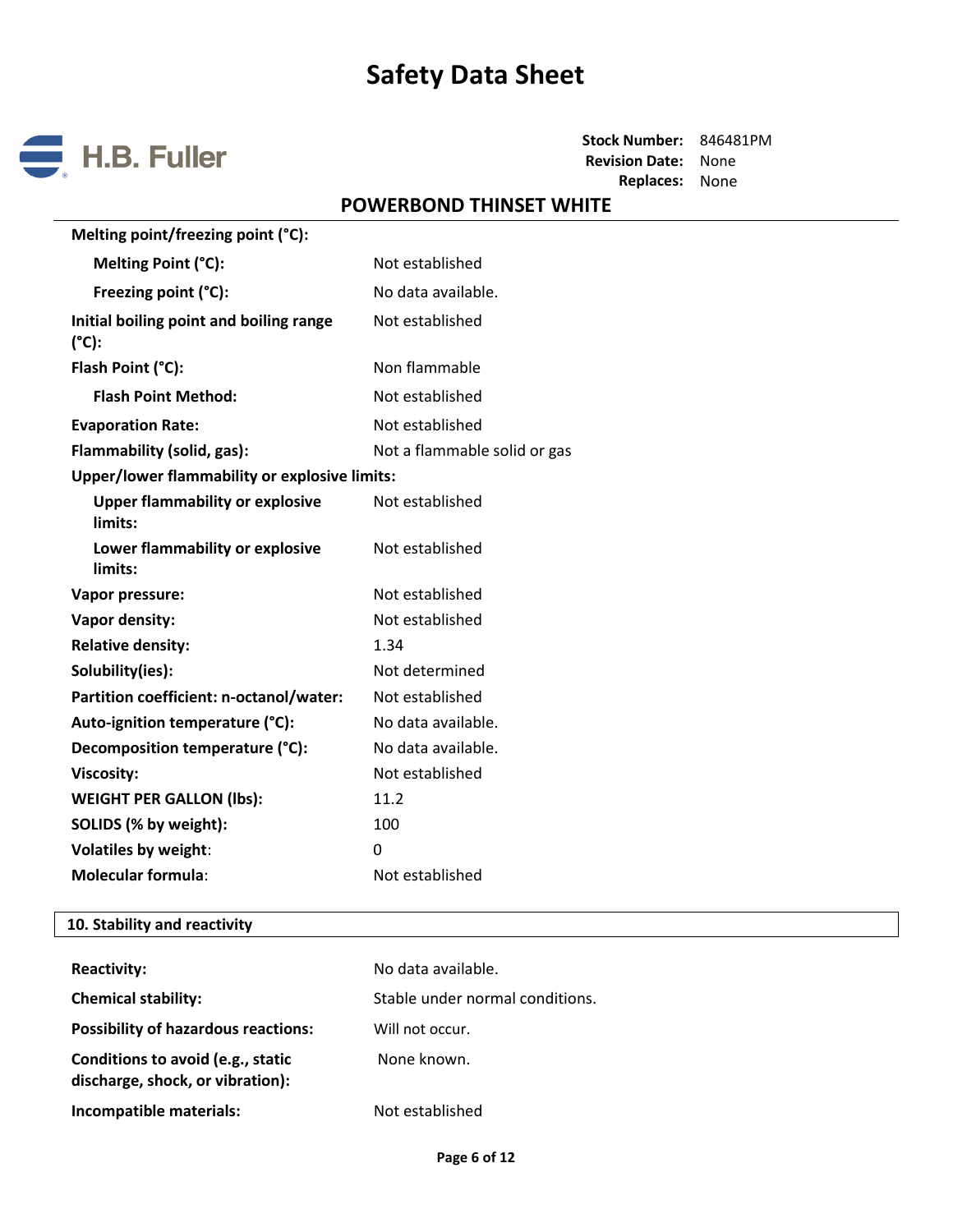| Property | Value |
|---|---|
| **Melting point/freezing point (°C):** | |
| **Melting Point (°C):** | Not established |
| **Freezing point (°C):** | No data available. |
| **Initial boiling point and boiling range (°C):** | Not established |
| **Flash Point (°C):** | Non flammable |
| **Flash Point Method:** | Not established |
| **Evaporation Rate:** | Not established |
| **Flammability (solid, gas):** | Not a flammable solid or gas |
| **Upper/lower flammability or explosive limits:** | |
| **Upper flammability or explosive limits:** | Not established |
| **Lower flammability or explosive limits:** | Not established |
| **Vapor pressure:** | Not established |
| **Vapor density:** | Not established |
| **Relative density:** | 1.34 |
| **Solubility(ies):** | Not determined |
| **Partition coefficient: n-octanol/water:** | Not established |
| **Auto-ignition temperature (°C):** | No data available. |
| **Decomposition temperature (°C):** | No data available. |
| **Viscosity:** | Not established |
| **WEIGHT PER GALLON (lbs):** | 11.2 |
| **SOLIDS (% by weight):** | 100 |
| **Volatiles by weight:** | 0 |
| **Molecular formula:** | Not established |

## 10. Stability and reactivity

| Property | Value |
|---|---|
| **Reactivity:** | No data available. |
| **Chemical stability:** | Stable under normal conditions. |
| **Possibility of hazardous reactions:** | Will not occur. |
| **Conditions to avoid (e.g., static discharge, shock, or vibration):** | None known. |
| **Incompatible materials:** | Not established |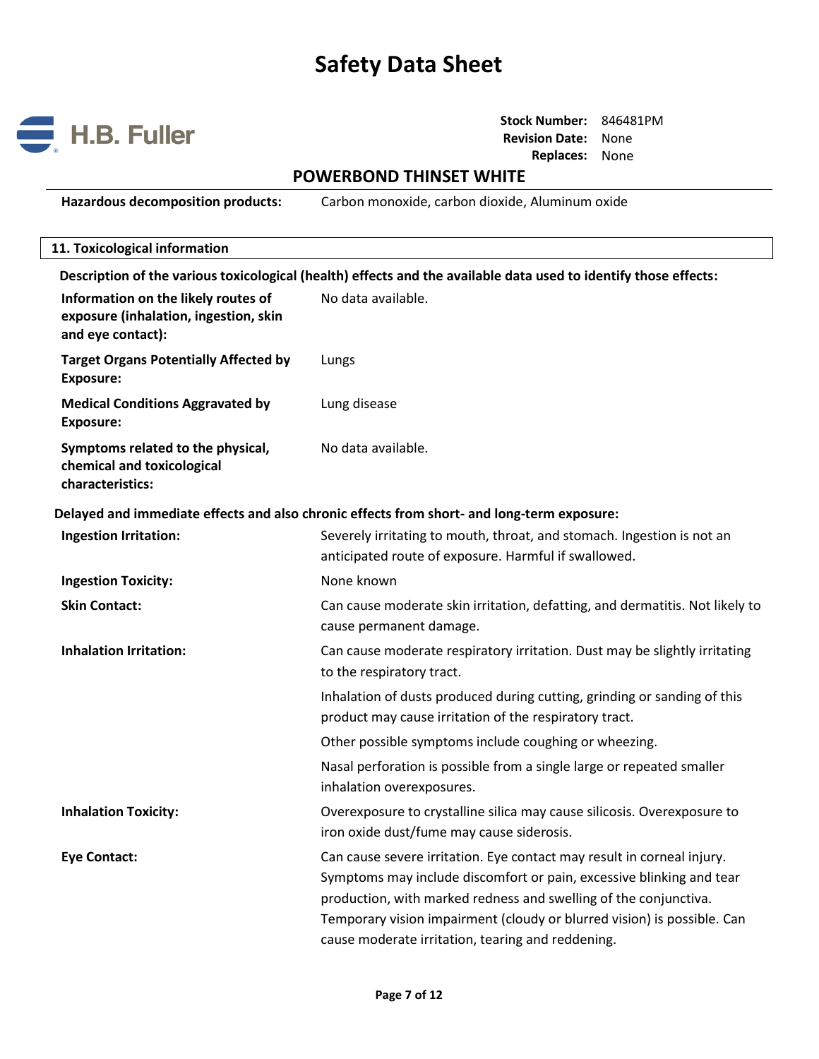| | |
|---|---|
| **Hazardous decomposition products:** | Carbon monoxide, carbon dioxide, Aluminum oxide |

## 11. Toxicological information

**Description of the various toxicological (health) effects and the available data used to identify those effects:**

| | |
|---|---|
| **Information on the likely routes of exposure (inhalation, ingestion, skin and eye contact):** | No data available. |
| **Target Organs Potentially Affected by Exposure:** | Lungs |
| **Medical Conditions Aggravated by Exposure:** | Lung disease |
| **Symptoms related to the physical, chemical and toxicological characteristics:** | No data available. |

**Delayed and immediate effects and also chronic effects from short- and long-term exposure:**

| | |
|---|---|
| **Ingestion Irritation:** | Severely irritating to mouth, throat, and stomach. Ingestion is not an anticipated route of exposure. Harmful if swallowed. |
| **Ingestion Toxicity:** | None known |
| **Skin Contact:** | Can cause moderate skin irritation, defatting, and dermatitis. Not likely to cause permanent damage. |
| **Inhalation Irritation:** | Can cause moderate respiratory irritation. Dust may be slightly irritating to the respiratory tract.<br><br>Inhalation of dusts produced during cutting, grinding or sanding of this product may cause irritation of the respiratory tract.<br><br>Other possible symptoms include coughing or wheezing.<br><br>Nasal perforation is possible from a single large or repeated smaller inhalation overexposures. |
| **Inhalation Toxicity:** | Overexposure to crystalline silica may cause silicosis. Overexposure to iron oxide dust/fume may cause siderosis. |
| **Eye Contact:** | Can cause severe irritation. Eye contact may result in corneal injury. Symptoms may include discomfort or pain, excessive blinking and tear production, with marked redness and swelling of the conjunctiva. Temporary vision impairment (cloudy or blurred vision) is possible. Can cause moderate irritation, tearing and reddening. |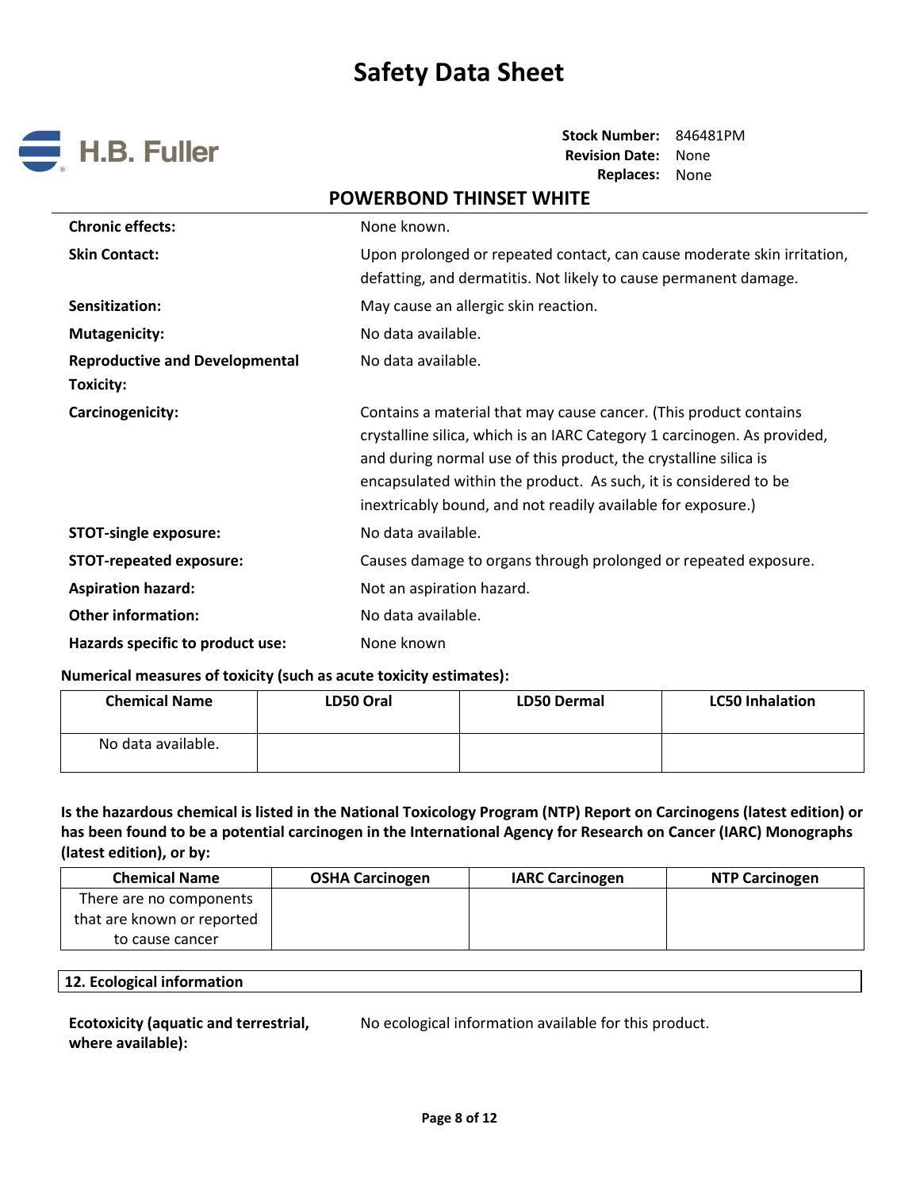| | |
|---|---|
| **Chronic effects:** | None known. |
| **Skin Contact:** | Upon prolonged or repeated contact, can cause moderate skin irritation, defatting, and dermatitis. Not likely to cause permanent damage. |
| **Sensitization:** | May cause an allergic skin reaction. |
| **Mutagenicity:** | No data available. |
| **Reproductive and Developmental Toxicity:** | No data available. |
| **Carcinogenicity:** | Contains a material that may cause cancer. (This product contains crystalline silica, which is an IARC Category 1 carcinogen. As provided, and during normal use of this product, the crystalline silica is encapsulated within the product. As such, it is considered to be inextricably bound, and not readily available for exposure.) |
| **STOT-single exposure:** | No data available. |
| **STOT-repeated exposure:** | Causes damage to organs through prolonged or repeated exposure. |
| **Aspiration hazard:** | Not an aspiration hazard. |
| **Other information:** | No data available. |
| **Hazards specific to product use:** | None known |

**Numerical measures of toxicity (such as acute toxicity estimates):**

| Chemical Name | LD50 Oral | LD50 Dermal | LC50 Inhalation |
|---|---|---|---|
| No data available. | | | |

**Is the hazardous chemical is listed in the National Toxicology Program (NTP) Report on Carcinogens (latest edition) or has been found to be a potential carcinogen in the International Agency for Research on Cancer (IARC) Monographs (latest edition), or by:**

| Chemical Name | OSHA Carcinogen | IARC Carcinogen | NTP Carcinogen |
|---|---|---|---|
| There are no components that are known or reported to cause cancer | | | |

## 12. Ecological information

| | |
|---|---|
| **Ecotoxicity (aquatic and terrestrial, where available):** | No ecological information available for this product. |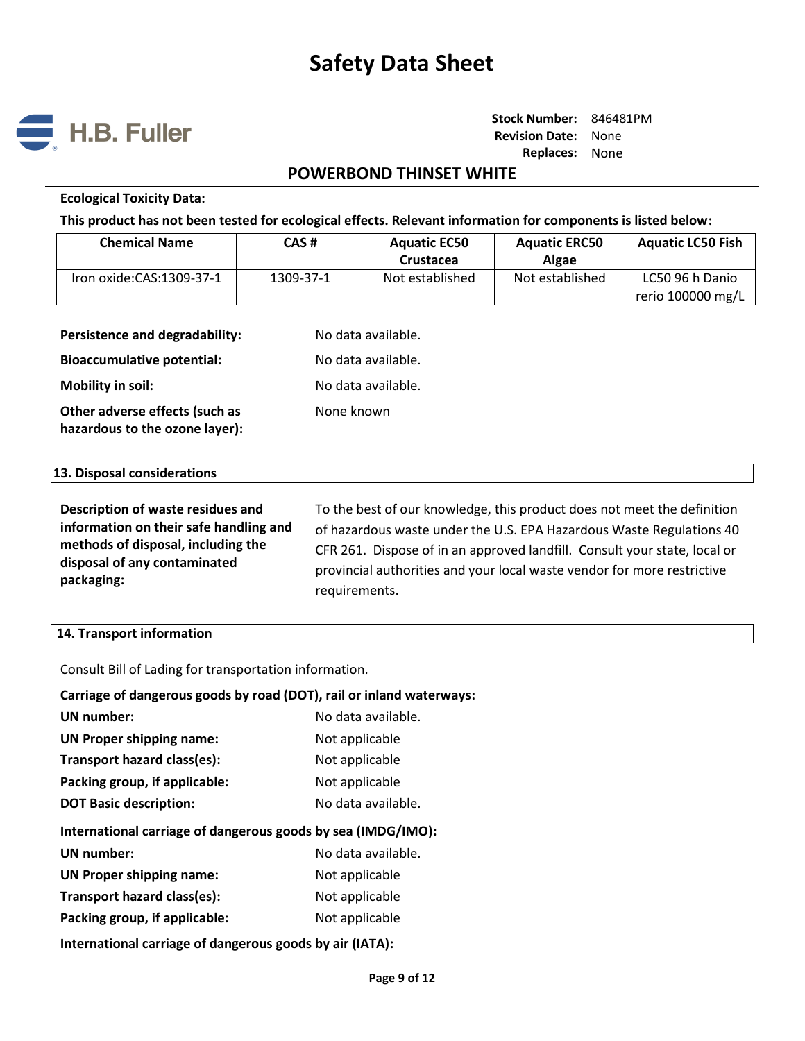**Ecological Toxicity Data:**

**This product has not been tested for ecological effects. Relevant information for components is listed below:**

| Chemical Name | CAS # | Aquatic EC50 Crustacea | Aquatic ERC50 Algae | Aquatic LC50 Fish |
|---|---|---|---|---|
| Iron oxide:CAS:1309-37-1 | 1309-37-1 | Not established | Not established | LC50 96 h Danio rerio 100000 mg/L |

**Persistence and degradability:** No data available.

**Bioaccumulative potential:** No data available.

**Mobility in soil:** No data available.

**Other adverse effects (such as hazardous to the ozone layer):** None known

## 13. Disposal considerations

**Description of waste residues and information on their safe handling and methods of disposal, including the disposal of any contaminated packaging:** To the best of our knowledge, this product does not meet the definition of hazardous waste under the U.S. EPA Hazardous Waste Regulations 40 CFR 261. Dispose of in an approved landfill. Consult your state, local or provincial authorities and your local waste vendor for more restrictive requirements.

## 14. Transport information

Consult Bill of Lading for transportation information.

**Carriage of dangerous goods by road (DOT), rail or inland waterways:**

**UN number:** No data available.

**UN Proper shipping name:** Not applicable

**Transport hazard class(es):** Not applicable

**Packing group, if applicable:** Not applicable

**DOT Basic description:** No data available.

**International carriage of dangerous goods by sea (IMDG/IMO):**

**UN number:** No data available.

**UN Proper shipping name:** Not applicable

**Transport hazard class(es):** Not applicable

**Packing group, if applicable:** Not applicable

**International carriage of dangerous goods by air (IATA):**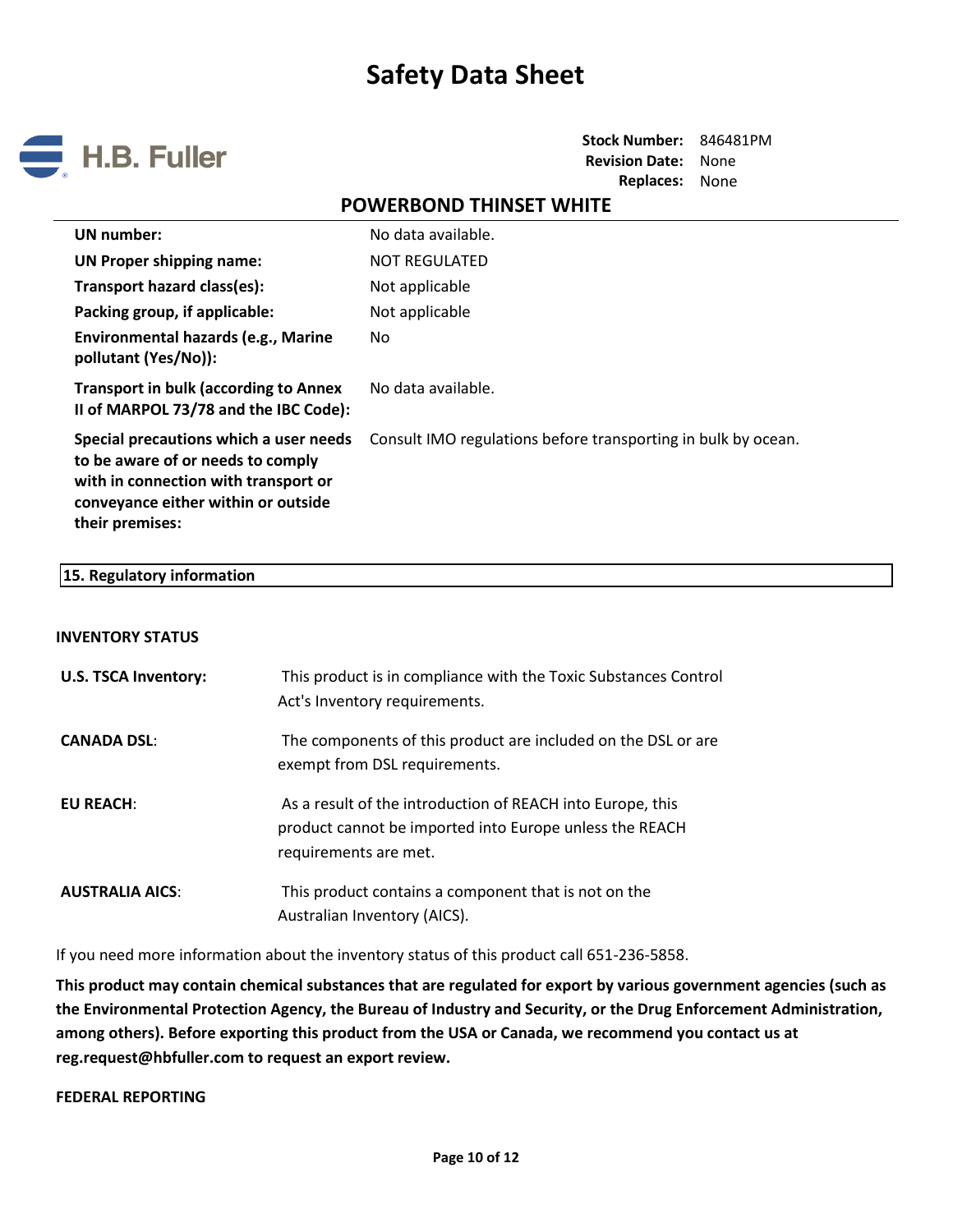| | |
|---|---|
| **UN number:** | No data available. |
| **UN Proper shipping name:** | NOT REGULATED |
| **Transport hazard class(es):** | Not applicable |
| **Packing group, if applicable:** | Not applicable |
| **Environmental hazards (e.g., Marine pollutant (Yes/No)):** | No |
| **Transport in bulk (according to Annex II of MARPOL 73/78 and the IBC Code):** | No data available. |
| **Special precautions which a user needs to be aware of or needs to comply with in connection with transport or conveyance either within or outside their premises:** | Consult IMO regulations before transporting in bulk by ocean. |

## 15. Regulatory information

**INVENTORY STATUS**

| | |
|---|---|
| **U.S. TSCA Inventory:** | This product is in compliance with the Toxic Substances Control Act's Inventory requirements. |
| **CANADA DSL:** | The components of this product are included on the DSL or are exempt from DSL requirements. |
| **EU REACH:** | As a result of the introduction of REACH into Europe, this product cannot be imported into Europe unless the REACH requirements are met. |
| **AUSTRALIA AICS:** | This product contains a component that is not on the Australian Inventory (AICS). |

If you need more information about the inventory status of this product call 651-236-5858.

**This product may contain chemical substances that are regulated for export by various government agencies (such as the Environmental Protection Agency, the Bureau of Industry and Security, or the Drug Enforcement Administration, among others). Before exporting this product from the USA or Canada, we recommend you contact us at reg.request@hbfuller.com to request an export review.**

**FEDERAL REPORTING**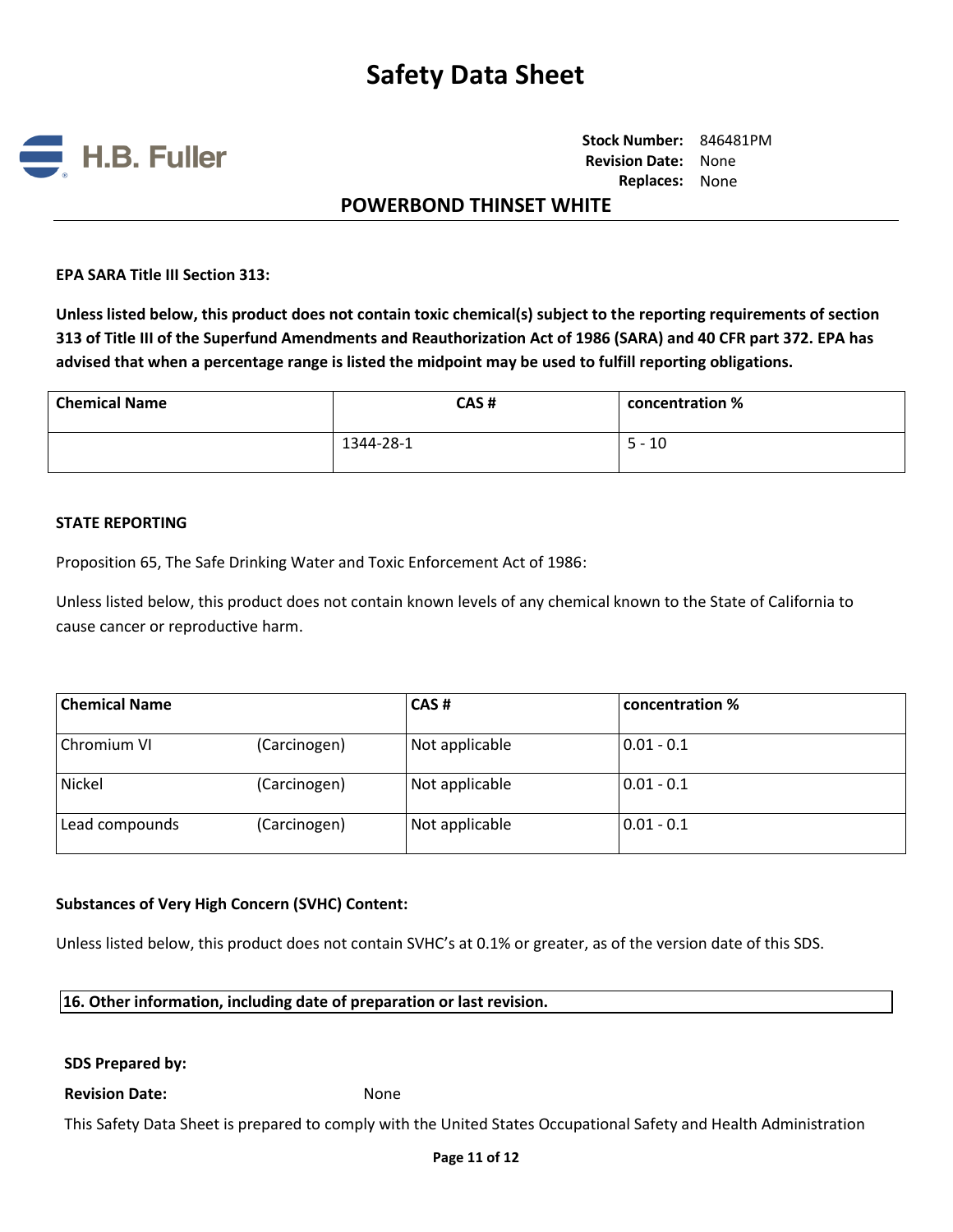**EPA SARA Title III Section 313:**

**Unless listed below, this product does not contain toxic chemical(s) subject to the reporting requirements of section 313 of Title III of the Superfund Amendments and Reauthorization Act of 1986 (SARA) and 40 CFR part 372. EPA has advised that when a percentage range is listed the midpoint may be used to fulfill reporting obligations.**

| Chemical Name | CAS # | concentration % |
|---|---|---|
| | 1344-28-1 | 5 - 10 |

**STATE REPORTING**

Proposition 65, The Safe Drinking Water and Toxic Enforcement Act of 1986:

Unless listed below, this product does not contain known levels of any chemical known to the State of California to cause cancer or reproductive harm.

| Chemical Name | | CAS # | concentration % |
|---|---|---|---|
| Chromium VI | (Carcinogen) | Not applicable | 0.01 - 0.1 |
| Nickel | (Carcinogen) | Not applicable | 0.01 - 0.1 |
| Lead compounds | (Carcinogen) | Not applicable | 0.01 - 0.1 |

**Substances of Very High Concern (SVHC) Content:**

Unless listed below, this product does not contain SVHC's at 0.1% or greater, as of the version date of this SDS.

## 16. Other information, including date of preparation or last revision.

**SDS Prepared by:**

**Revision Date:** None

This Safety Data Sheet is prepared to comply with the United States Occupational Safety and Health Administration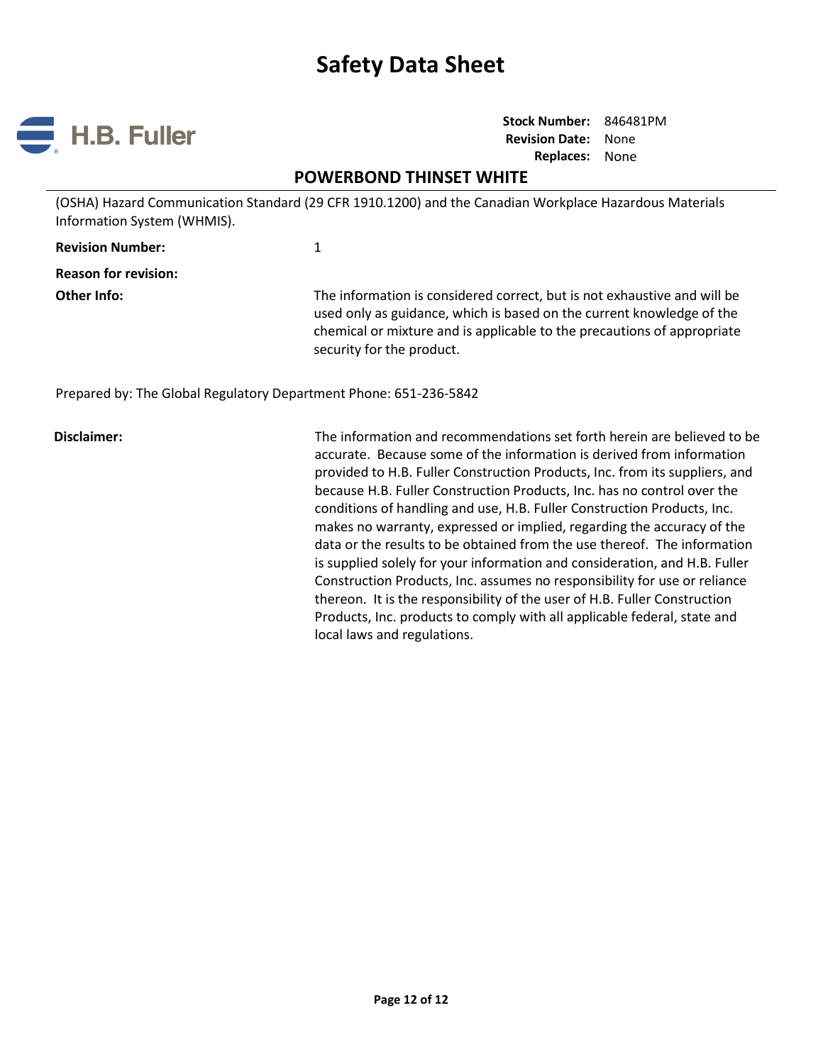(OSHA) Hazard Communication Standard (29 CFR 1910.1200) and the Canadian Workplace Hazardous Materials Information System (WHMIS).

| | |
|---|---|
| **Revision Number:** | 1 |
| **Reason for revision:** | |
| **Other Info:** | The information is considered correct, but is not exhaustive and will be used only as guidance, which is based on the current knowledge of the chemical or mixture and is applicable to the precautions of appropriate security for the product. |

Prepared by: The Global Regulatory Department Phone: 651-236-5842

| | |
|---|---|
| **Disclaimer:** | The information and recommendations set forth herein are believed to be accurate. Because some of the information is derived from information provided to H.B. Fuller Construction Products, Inc. from its suppliers, and because H.B. Fuller Construction Products, Inc. has no control over the conditions of handling and use, H.B. Fuller Construction Products, Inc. makes no warranty, expressed or implied, regarding the accuracy of the data or the results to be obtained from the use thereof. The information is supplied solely for your information and consideration, and H.B. Fuller Construction Products, Inc. assumes no responsibility for use or reliance thereon. It is the responsibility of the user of H.B. Fuller Construction Products, Inc. products to comply with all applicable federal, state and local laws and regulations. |